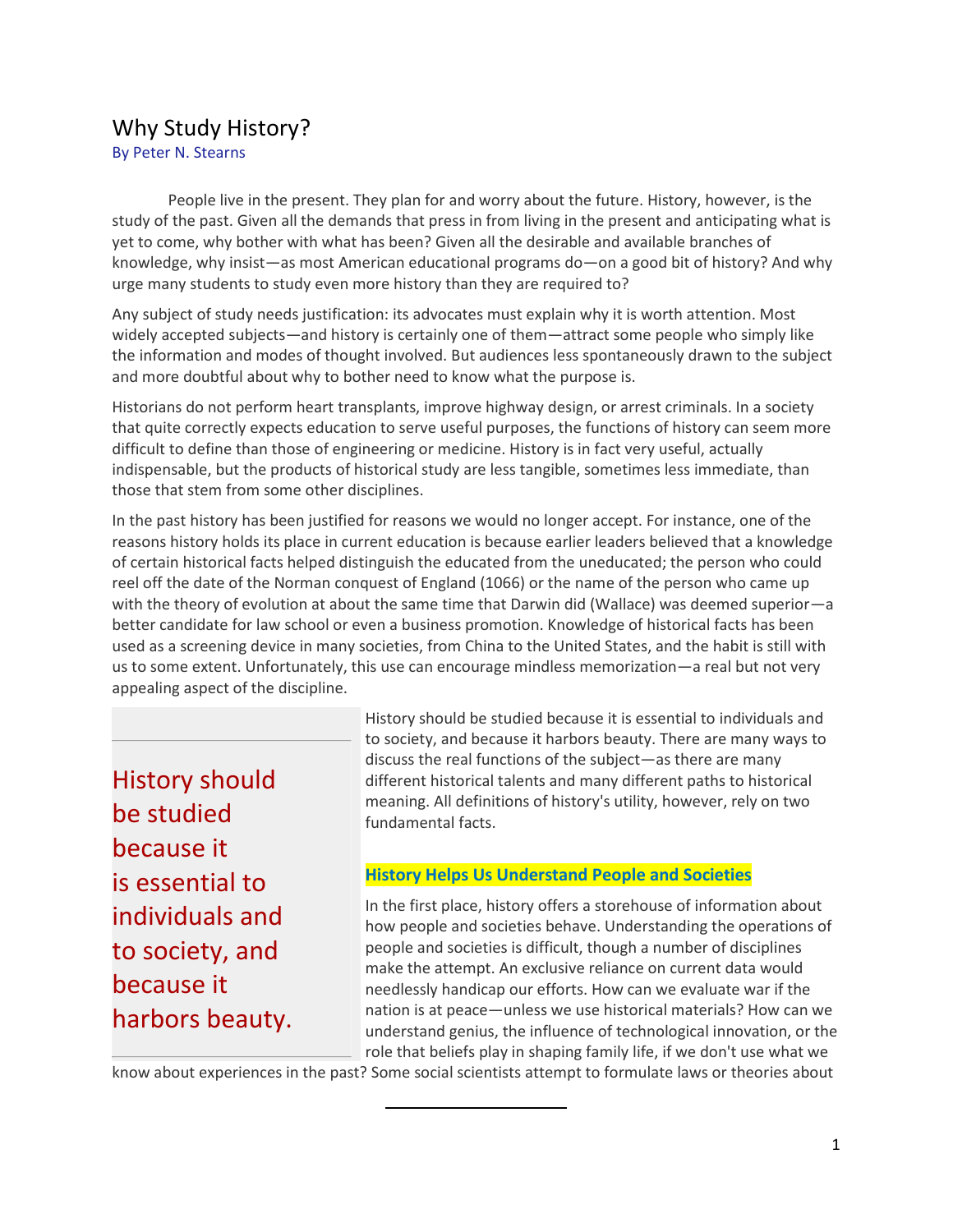# Why Study History?

By Peter N. Stearns

People live in the present. They plan for and worry about the future. History, however, is the study of the past. Given all the demands that press in from living in the present and anticipating what is yet to come, why bother with what has been? Given all the desirable and available branches of knowledge, why insist—as most American educational programs do—on a good bit of history? And why urge many students to study even more history than they are required to?

Any subject of study needs justification: its advocates must explain why it is worth attention. Most widely accepted subjects—and history is certainly one of them—attract some people who simply like the information and modes of thought involved. But audiences less spontaneously drawn to the subject and more doubtful about why to bother need to know what the purpose is.

Historians do not perform heart transplants, improve highway design, or arrest criminals. In a society that quite correctly expects education to serve useful purposes, the functions of history can seem more difficult to define than those of engineering or medicine. History is in fact very useful, actually indispensable, but the products of historical study are less tangible, sometimes less immediate, than those that stem from some other disciplines.

In the past history has been justified for reasons we would no longer accept. For instance, one of the reasons history holds its place in current education is because earlier leaders believed that a knowledge of certain historical facts helped distinguish the educated from the uneducated; the person who could reel off the date of the Norman conquest of England (1066) or the name of the person who came up with the theory of evolution at about the same time that Darwin did (Wallace) was deemed superior—a better candidate for law school or even a business promotion. Knowledge of historical facts has been used as a screening device in many societies, from China to the United States, and the habit is still with us to some extent. Unfortunately, this use can encourage mindless memorization—a real but not very appealing aspect of the discipline.

> History should be studied because it is essential to individuals and to society, and because it harbors beauty.

History should be studied because it is essential to individuals and to society, and because it harbors beauty. There are many ways to discuss the real functions of the subject—as there are many different historical talents and many different paths to historical meaning. All definitions of history's utility, however, rely on two fundamental facts.

## History Helps Us Understand People and Societies

In the first place, history offers a storehouse of information about how people and societies behave. Understanding the operations of people and societies is difficult, though a number of disciplines make the attempt. An exclusive reliance on current data would needlessly handicap our efforts. How can we evaluate war if the nation is at peace—unless we use historical materials? How can we understand genius, the influence of technological innovation, or the role that beliefs play in shaping family life, if we don't use what we know about experiences in the past? Some social scientists attempt to formulate laws or theories about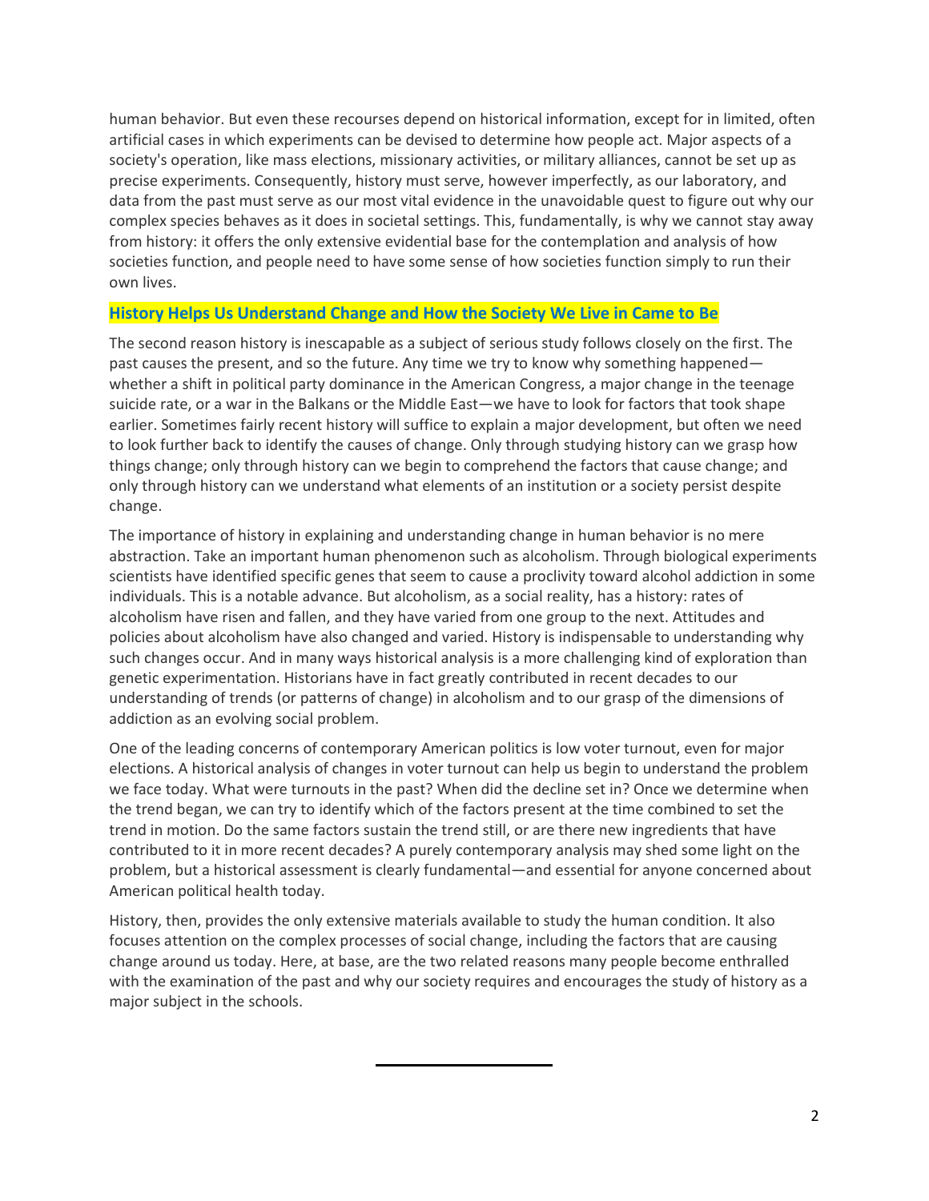human behavior. But even these recourses depend on historical information, except for in limited, often artificial cases in which experiments can be devised to determine how people act. Major aspects of a society's operation, like mass elections, missionary activities, or military alliances, cannot be set up as precise experiments. Consequently, history must serve, however imperfectly, as our laboratory, and data from the past must serve as our most vital evidence in the unavoidable quest to figure out why our complex species behaves as it does in societal settings. This, fundamentally, is why we cannot stay away from history: it offers the only extensive evidential base for the contemplation and analysis of how societies function, and people need to have some sense of how societies function simply to run their own lives.

## History Helps Us Understand Change and How the Society We Live in Came to Be

The second reason history is inescapable as a subject of serious study follows closely on the first. The past causes the present, and so the future. Any time we try to know why something happened—whether a shift in political party dominance in the American Congress, a major change in the teenage suicide rate, or a war in the Balkans or the Middle East—we have to look for factors that took shape earlier. Sometimes fairly recent history will suffice to explain a major development, but often we need to look further back to identify the causes of change. Only through studying history can we grasp how things change; only through history can we begin to comprehend the factors that cause change; and only through history can we understand what elements of an institution or a society persist despite change.

The importance of history in explaining and understanding change in human behavior is no mere abstraction. Take an important human phenomenon such as alcoholism. Through biological experiments scientists have identified specific genes that seem to cause a proclivity toward alcohol addiction in some individuals. This is a notable advance. But alcoholism, as a social reality, has a history: rates of alcoholism have risen and fallen, and they have varied from one group to the next. Attitudes and policies about alcoholism have also changed and varied. History is indispensable to understanding why such changes occur. And in many ways historical analysis is a more challenging kind of exploration than genetic experimentation. Historians have in fact greatly contributed in recent decades to our understanding of trends (or patterns of change) in alcoholism and to our grasp of the dimensions of addiction as an evolving social problem.

One of the leading concerns of contemporary American politics is low voter turnout, even for major elections. A historical analysis of changes in voter turnout can help us begin to understand the problem we face today. What were turnouts in the past? When did the decline set in? Once we determine when the trend began, we can try to identify which of the factors present at the time combined to set the trend in motion. Do the same factors sustain the trend still, or are there new ingredients that have contributed to it in more recent decades? A purely contemporary analysis may shed some light on the problem, but a historical assessment is clearly fundamental—and essential for anyone concerned about American political health today.

History, then, provides the only extensive materials available to study the human condition. It also focuses attention on the complex processes of social change, including the factors that are causing change around us today. Here, at base, are the two related reasons many people become enthralled with the examination of the past and why our society requires and encourages the study of history as a major subject in the schools.

---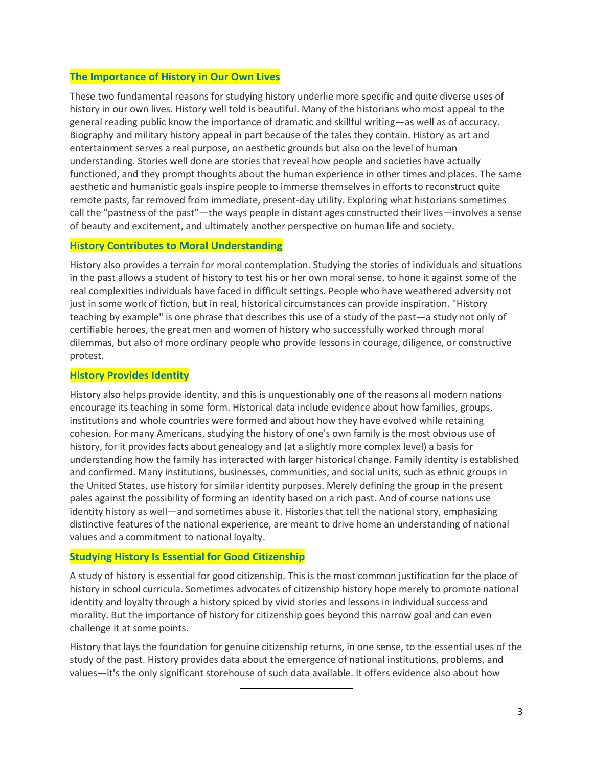## The Importance of History in Our Own Lives

These two fundamental reasons for studying history underlie more specific and quite diverse uses of history in our own lives. History well told is beautiful. Many of the historians who most appeal to the general reading public know the importance of dramatic and skillful writing—as well as of accuracy. Biography and military history appeal in part because of the tales they contain. History as art and entertainment serves a real purpose, on aesthetic grounds but also on the level of human understanding. Stories well done are stories that reveal how people and societies have actually functioned, and they prompt thoughts about the human experience in other times and places. The same aesthetic and humanistic goals inspire people to immerse themselves in efforts to reconstruct quite remote pasts, far removed from immediate, present-day utility. Exploring what historians sometimes call the "pastness of the past"—the ways people in distant ages constructed their lives—involves a sense of beauty and excitement, and ultimately another perspective on human life and society.

## History Contributes to Moral Understanding

History also provides a terrain for moral contemplation. Studying the stories of individuals and situations in the past allows a student of history to test his or her own moral sense, to hone it against some of the real complexities individuals have faced in difficult settings. People who have weathered adversity not just in some work of fiction, but in real, historical circumstances can provide inspiration. "History teaching by example" is one phrase that describes this use of a study of the past—a study not only of certifiable heroes, the great men and women of history who successfully worked through moral dilemmas, but also of more ordinary people who provide lessons in courage, diligence, or constructive protest.

## History Provides Identity

History also helps provide identity, and this is unquestionably one of the reasons all modern nations encourage its teaching in some form. Historical data include evidence about how families, groups, institutions and whole countries were formed and about how they have evolved while retaining cohesion. For many Americans, studying the history of one's own family is the most obvious use of history, for it provides facts about genealogy and (at a slightly more complex level) a basis for understanding how the family has interacted with larger historical change. Family identity is established and confirmed. Many institutions, businesses, communities, and social units, such as ethnic groups in the United States, use history for similar identity purposes. Merely defining the group in the present pales against the possibility of forming an identity based on a rich past. And of course nations use identity history as well—and sometimes abuse it. Histories that tell the national story, emphasizing distinctive features of the national experience, are meant to drive home an understanding of national values and a commitment to national loyalty.

## Studying History Is Essential for Good Citizenship

A study of history is essential for good citizenship. This is the most common justification for the place of history in school curricula. Sometimes advocates of citizenship history hope merely to promote national identity and loyalty through a history spiced by vivid stories and lessons in individual success and morality. But the importance of history for citizenship goes beyond this narrow goal and can even challenge it at some points.

History that lays the foundation for genuine citizenship returns, in one sense, to the essential uses of the study of the past. History provides data about the emergence of national institutions, problems, and values—it's the only significant storehouse of such data available. It offers evidence also about how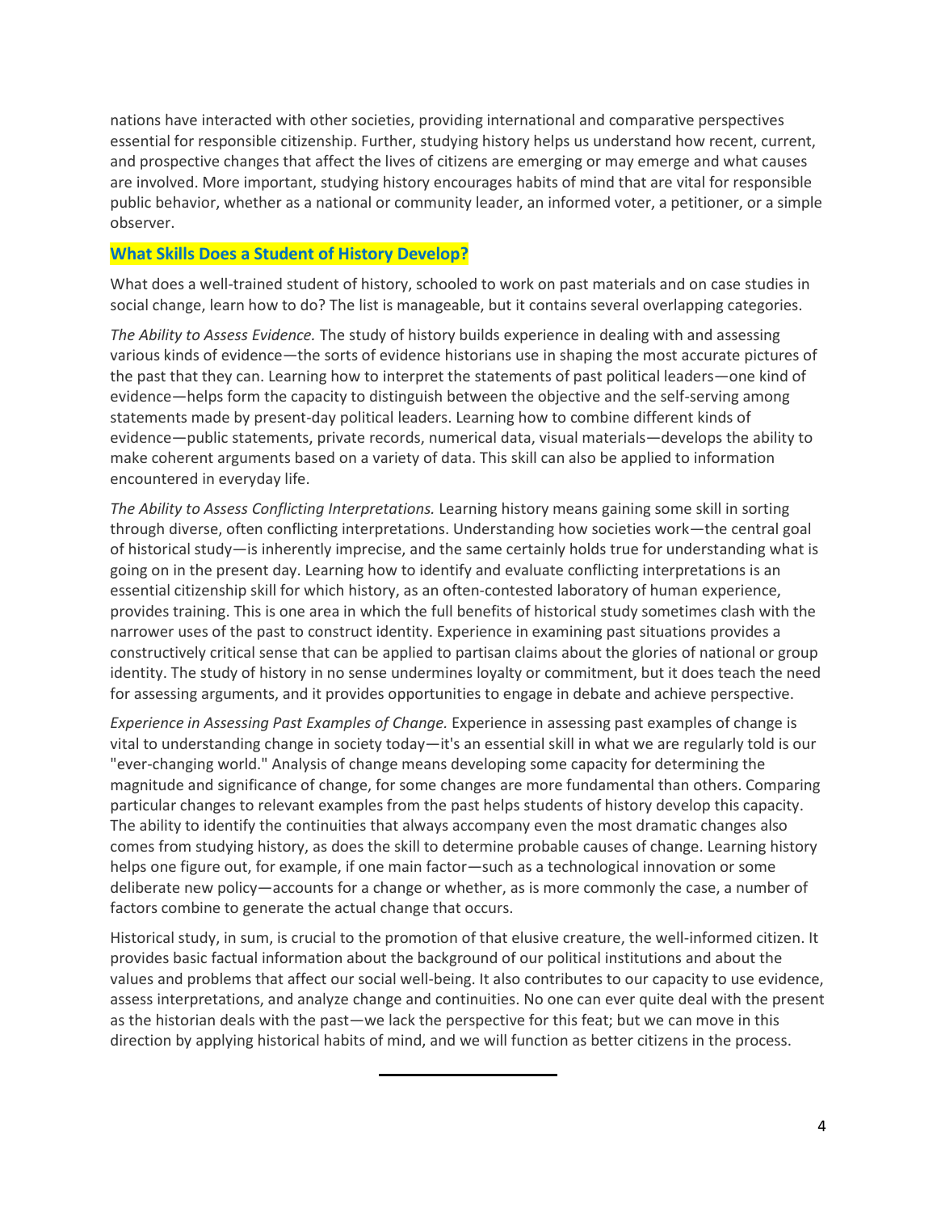nations have interacted with other societies, providing international and comparative perspectives essential for responsible citizenship. Further, studying history helps us understand how recent, current, and prospective changes that affect the lives of citizens are emerging or may emerge and what causes are involved. More important, studying history encourages habits of mind that are vital for responsible public behavior, whether as a national or community leader, an informed voter, a petitioner, or a simple observer.

## What Skills Does a Student of History Develop?

What does a well-trained student of history, schooled to work on past materials and on case studies in social change, learn how to do? The list is manageable, but it contains several overlapping categories.

*The Ability to Assess Evidence.* The study of history builds experience in dealing with and assessing various kinds of evidence—the sorts of evidence historians use in shaping the most accurate pictures of the past that they can. Learning how to interpret the statements of past political leaders—one kind of evidence—helps form the capacity to distinguish between the objective and the self-serving among statements made by present-day political leaders. Learning how to combine different kinds of evidence—public statements, private records, numerical data, visual materials—develops the ability to make coherent arguments based on a variety of data. This skill can also be applied to information encountered in everyday life.

*The Ability to Assess Conflicting Interpretations.* Learning history means gaining some skill in sorting through diverse, often conflicting interpretations. Understanding how societies work—the central goal of historical study—is inherently imprecise, and the same certainly holds true for understanding what is going on in the present day. Learning how to identify and evaluate conflicting interpretations is an essential citizenship skill for which history, as an often-contested laboratory of human experience, provides training. This is one area in which the full benefits of historical study sometimes clash with the narrower uses of the past to construct identity. Experience in examining past situations provides a constructively critical sense that can be applied to partisan claims about the glories of national or group identity. The study of history in no sense undermines loyalty or commitment, but it does teach the need for assessing arguments, and it provides opportunities to engage in debate and achieve perspective.

*Experience in Assessing Past Examples of Change.* Experience in assessing past examples of change is vital to understanding change in society today—it's an essential skill in what we are regularly told is our "ever-changing world." Analysis of change means developing some capacity for determining the magnitude and significance of change, for some changes are more fundamental than others. Comparing particular changes to relevant examples from the past helps students of history develop this capacity. The ability to identify the continuities that always accompany even the most dramatic changes also comes from studying history, as does the skill to determine probable causes of change. Learning history helps one figure out, for example, if one main factor—such as a technological innovation or some deliberate new policy—accounts for a change or whether, as is more commonly the case, a number of factors combine to generate the actual change that occurs.

Historical study, in sum, is crucial to the promotion of that elusive creature, the well-informed citizen. It provides basic factual information about the background of our political institutions and about the values and problems that affect our social well-being. It also contributes to our capacity to use evidence, assess interpretations, and analyze change and continuities. No one can ever quite deal with the present as the historian deals with the past—we lack the perspective for this feat; but we can move in this direction by applying historical habits of mind, and we will function as better citizens in the process.

---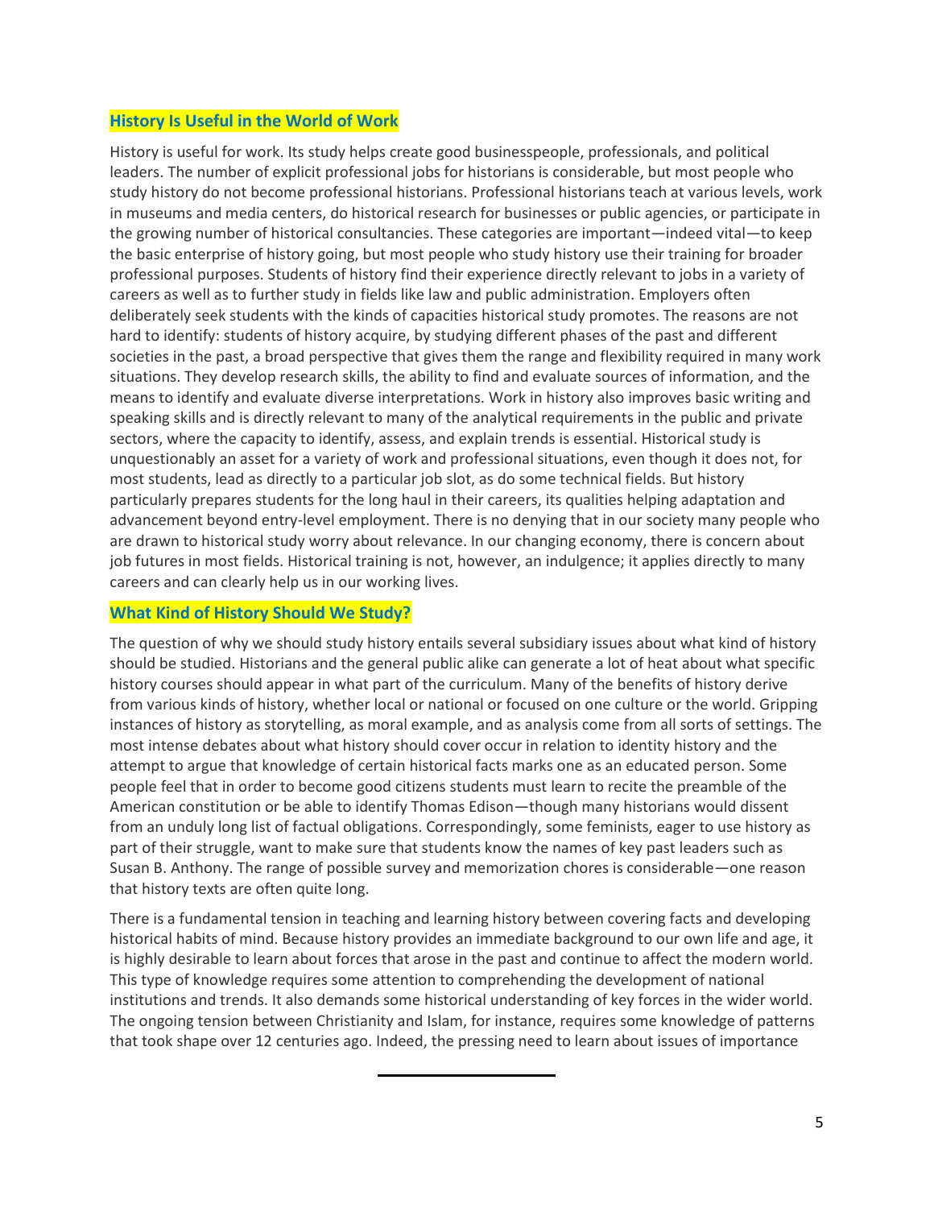## History Is Useful in the World of Work

History is useful for work. Its study helps create good businesspeople, professionals, and political leaders. The number of explicit professional jobs for historians is considerable, but most people who study history do not become professional historians. Professional historians teach at various levels, work in museums and media centers, do historical research for businesses or public agencies, or participate in the growing number of historical consultancies. These categories are important—indeed vital—to keep the basic enterprise of history going, but most people who study history use their training for broader professional purposes. Students of history find their experience directly relevant to jobs in a variety of careers as well as to further study in fields like law and public administration. Employers often deliberately seek students with the kinds of capacities historical study promotes. The reasons are not hard to identify: students of history acquire, by studying different phases of the past and different societies in the past, a broad perspective that gives them the range and flexibility required in many work situations. They develop research skills, the ability to find and evaluate sources of information, and the means to identify and evaluate diverse interpretations. Work in history also improves basic writing and speaking skills and is directly relevant to many of the analytical requirements in the public and private sectors, where the capacity to identify, assess, and explain trends is essential. Historical study is unquestionably an asset for a variety of work and professional situations, even though it does not, for most students, lead as directly to a particular job slot, as do some technical fields. But history particularly prepares students for the long haul in their careers, its qualities helping adaptation and advancement beyond entry-level employment. There is no denying that in our society many people who are drawn to historical study worry about relevance. In our changing economy, there is concern about job futures in most fields. Historical training is not, however, an indulgence; it applies directly to many careers and can clearly help us in our working lives.

## What Kind of History Should We Study?

The question of why we should study history entails several subsidiary issues about what kind of history should be studied. Historians and the general public alike can generate a lot of heat about what specific history courses should appear in what part of the curriculum. Many of the benefits of history derive from various kinds of history, whether local or national or focused on one culture or the world. Gripping instances of history as storytelling, as moral example, and as analysis come from all sorts of settings. The most intense debates about what history should cover occur in relation to identity history and the attempt to argue that knowledge of certain historical facts marks one as an educated person. Some people feel that in order to become good citizens students must learn to recite the preamble of the American constitution or be able to identify Thomas Edison—though many historians would dissent from an unduly long list of factual obligations. Correspondingly, some feminists, eager to use history as part of their struggle, want to make sure that students know the names of key past leaders such as Susan B. Anthony. The range of possible survey and memorization chores is considerable—one reason that history texts are often quite long.

There is a fundamental tension in teaching and learning history between covering facts and developing historical habits of mind. Because history provides an immediate background to our own life and age, it is highly desirable to learn about forces that arose in the past and continue to affect the modern world. This type of knowledge requires some attention to comprehending the development of national institutions and trends. It also demands some historical understanding of key forces in the wider world. The ongoing tension between Christianity and Islam, for instance, requires some knowledge of patterns that took shape over 12 centuries ago. Indeed, the pressing need to learn about issues of importance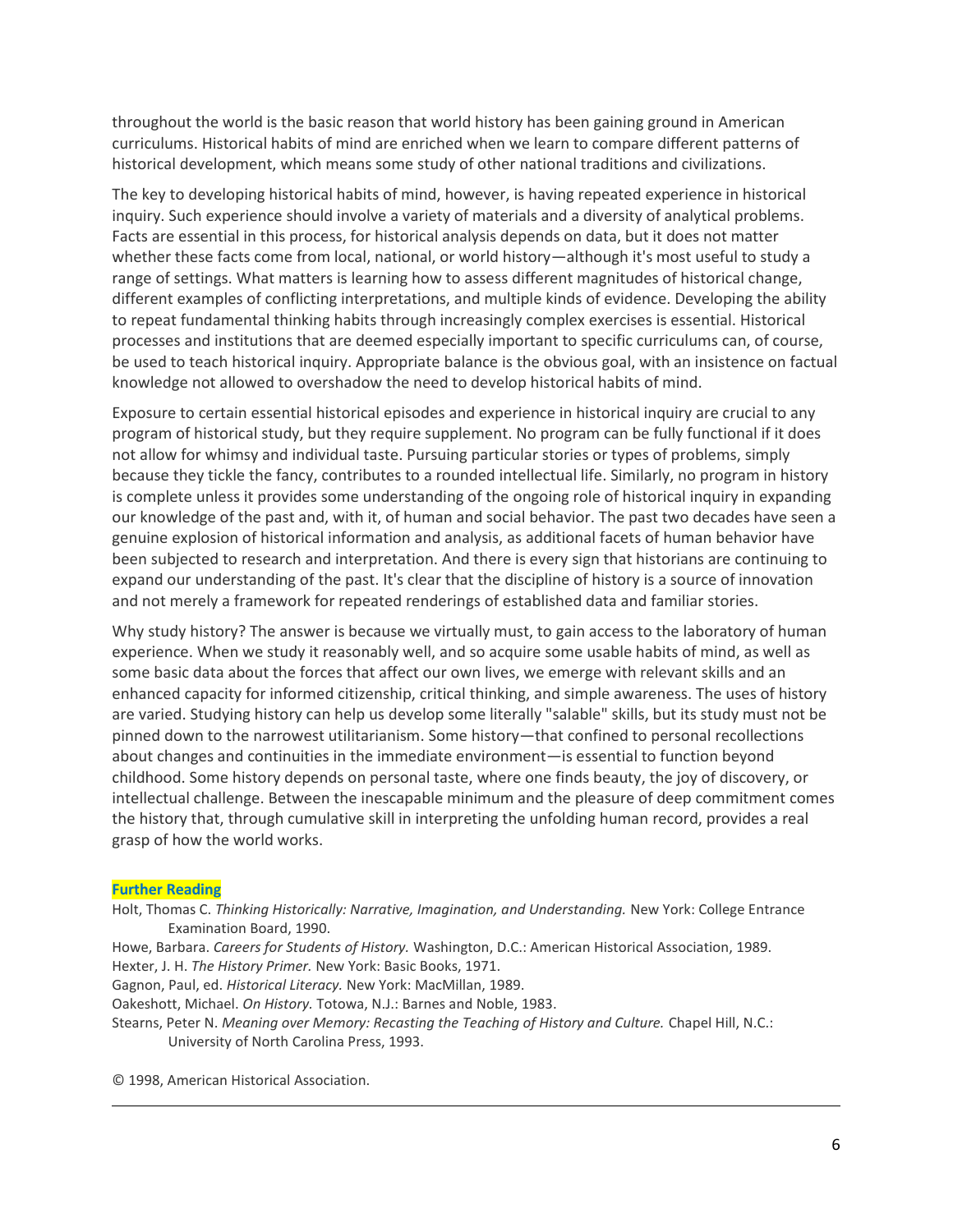throughout the world is the basic reason that world history has been gaining ground in American curriculums. Historical habits of mind are enriched when we learn to compare different patterns of historical development, which means some study of other national traditions and civilizations.

The key to developing historical habits of mind, however, is having repeated experience in historical inquiry. Such experience should involve a variety of materials and a diversity of analytical problems. Facts are essential in this process, for historical analysis depends on data, but it does not matter whether these facts come from local, national, or world history—although it's most useful to study a range of settings. What matters is learning how to assess different magnitudes of historical change, different examples of conflicting interpretations, and multiple kinds of evidence. Developing the ability to repeat fundamental thinking habits through increasingly complex exercises is essential. Historical processes and institutions that are deemed especially important to specific curriculums can, of course, be used to teach historical inquiry. Appropriate balance is the obvious goal, with an insistence on factual knowledge not allowed to overshadow the need to develop historical habits of mind.

Exposure to certain essential historical episodes and experience in historical inquiry are crucial to any program of historical study, but they require supplement. No program can be fully functional if it does not allow for whimsy and individual taste. Pursuing particular stories or types of problems, simply because they tickle the fancy, contributes to a rounded intellectual life. Similarly, no program in history is complete unless it provides some understanding of the ongoing role of historical inquiry in expanding our knowledge of the past and, with it, of human and social behavior. The past two decades have seen a genuine explosion of historical information and analysis, as additional facets of human behavior have been subjected to research and interpretation. And there is every sign that historians are continuing to expand our understanding of the past. It's clear that the discipline of history is a source of innovation and not merely a framework for repeated renderings of established data and familiar stories.

Why study history? The answer is because we virtually must, to gain access to the laboratory of human experience. When we study it reasonably well, and so acquire some usable habits of mind, as well as some basic data about the forces that affect our own lives, we emerge with relevant skills and an enhanced capacity for informed citizenship, critical thinking, and simple awareness. The uses of history are varied. Studying history can help us develop some literally "salable" skills, but its study must not be pinned down to the narrowest utilitarianism. Some history—that confined to personal recollections about changes and continuities in the immediate environment—is essential to function beyond childhood. Some history depends on personal taste, where one finds beauty, the joy of discovery, or intellectual challenge. Between the inescapable minimum and the pleasure of deep commitment comes the history that, through cumulative skill in interpreting the unfolding human record, provides a real grasp of how the world works.

**Further Reading**

Holt, Thomas C. *Thinking Historically: Narrative, Imagination, and Understanding.* New York: College Entrance Examination Board, 1990.

Howe, Barbara. *Careers for Students of History.* Washington, D.C.: American Historical Association, 1989.

Hexter, J. H. *The History Primer.* New York: Basic Books, 1971.

Gagnon, Paul, ed. *Historical Literacy.* New York: MacMillan, 1989.

Oakeshott, Michael. *On History.* Totowa, N.J.: Barnes and Noble, 1983.

Stearns, Peter N. *Meaning over Memory: Recasting the Teaching of History and Culture.* Chapel Hill, N.C.: University of North Carolina Press, 1993.

© 1998, American Historical Association.